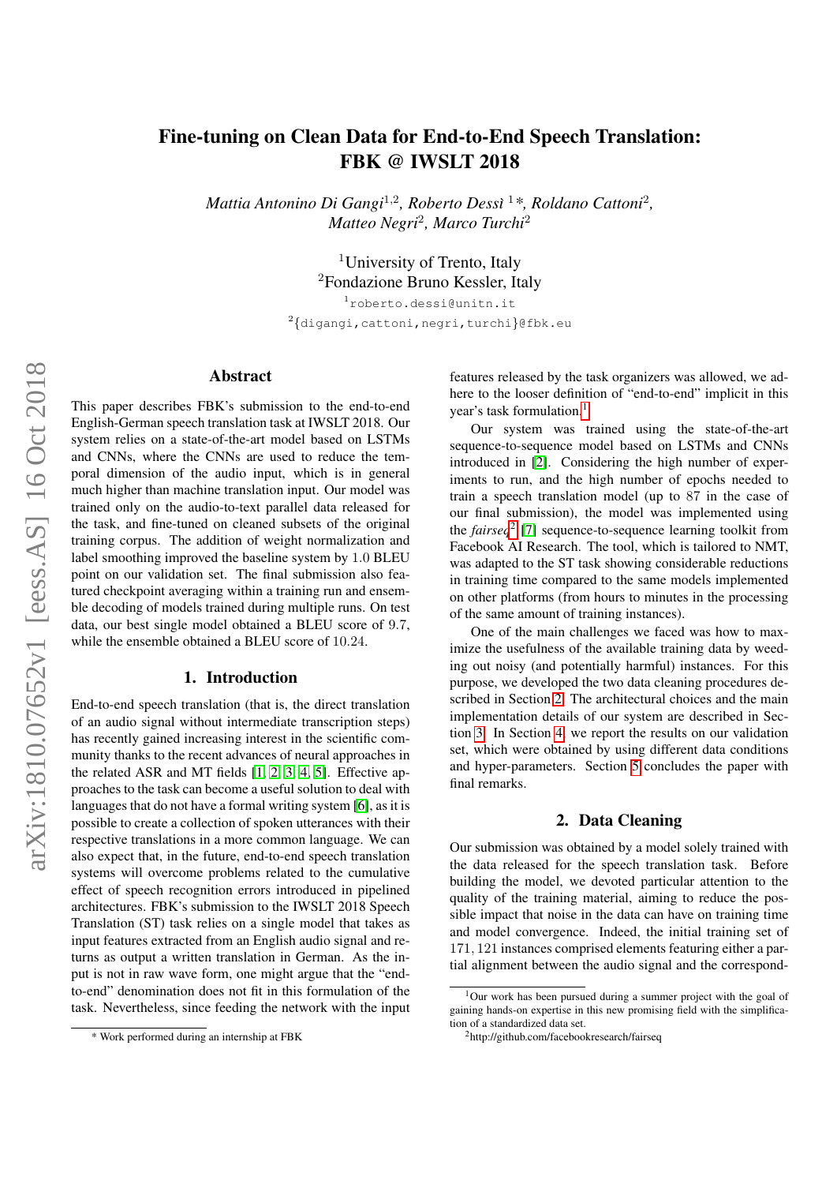# Fine-tuning on Clean Data for End-to-End Speech Translation: FBK @ IWSLT 2018

*Mattia Antonino Di Gangi*[1,2], *Roberto Dessì* [1]*, *Roldano Cattoni*[2], *Matteo Negri*[2], *Marco Turchi*[2]

[1]University of Trento, Italy
[2]Fondazione Bruno Kessler, Italy

[1]roberto.dessi@unitn.it
[2]{digangi,cattoni,negri,turchi}@fbk.eu

## Abstract

This paper describes FBK's submission to the end-to-end English-German speech translation task at IWSLT 2018. Our system relies on a state-of-the-art model based on LSTMs and CNNs, where the CNNs are used to reduce the temporal dimension of the audio input, which is in general much higher than machine translation input. Our model was trained only on the audio-to-text parallel data released for the task, and fine-tuned on cleaned subsets of the original training corpus. The addition of weight normalization and label smoothing improved the baseline system by 1.0 BLEU point on our validation set. The final submission also featured checkpoint averaging within a training run and ensemble decoding of models trained during multiple runs. On test data, our best single model obtained a BLEU score of 9.7, while the ensemble obtained a BLEU score of 10.24.

## 1. Introduction

End-to-end speech translation (that is, the direct translation of an audio signal without intermediate transcription steps) has recently gained increasing interest in the scientific community thanks to the recent advances of neural approaches in the related ASR and MT fields [1, 2, 3, 4, 5]. Effective approaches to the task can become a useful solution to deal with languages that do not have a formal writing system [6], as it is possible to create a collection of spoken utterances with their respective translations in a more common language. We can also expect that, in the future, end-to-end speech translation systems will overcome problems related to the cumulative effect of speech recognition errors introduced in pipelined architectures. FBK's submission to the IWSLT 2018 Speech Translation (ST) task relies on a single model that takes as input features extracted from an English audio signal and returns as output a written translation in German. As the input is not in raw wave form, one might argue that the "end-to-end" denomination does not fit in this formulation of the task. Nevertheless, since feeding the network with the input features released by the task organizers was allowed, we adhere to the looser definition of "end-to-end" implicit in this year's task formulation.[1]

Our system was trained using the state-of-the-art sequence-to-sequence model based on LSTMs and CNNs introduced in [2]. Considering the high number of experiments to run, and the high number of epochs needed to train a speech translation model (up to 87 in the case of our final submission), the model was implemented using the *fairseq*[2] [7] sequence-to-sequence toolkit from Facebook AI Research. The tool, which is tailored to NMT, was adapted to the ST task showing considerable reductions in training time compared to the same models implemented on other platforms (from hours to minutes in the processing of the same amount of training instances).

One of the main challenges we faced was how to maximize the usefulness of the available training data by weeding out noisy (and potentially harmful) instances. For this purpose, we developed the two data cleaning procedures described in Section 2. The architectural choices and the main implementation details of our system are described in Section 3. In Section 4, we report the results on our validation set, which were obtained by using different data conditions and hyper-parameters. Section 5 concludes the paper with final remarks.

## 2. Data Cleaning

Our submission was obtained by a model solely trained with the data released for the speech translation task. Before building the model, we devoted particular attention to the quality of the training material, aiming to reduce the possible impact that noise in the data can have on training time and model convergence. Indeed, the initial training set of 171,121 instances comprised elements featuring either a partial alignment between the audio signal and the correspond-

---

* Work performed during an internship at FBK

[1]Our work has been pursued during a summer project with the goal of gaining hands-on expertise in this new promising field with the simplification of a standardized data set.

[2]http://github.com/facebookresearch/fairseq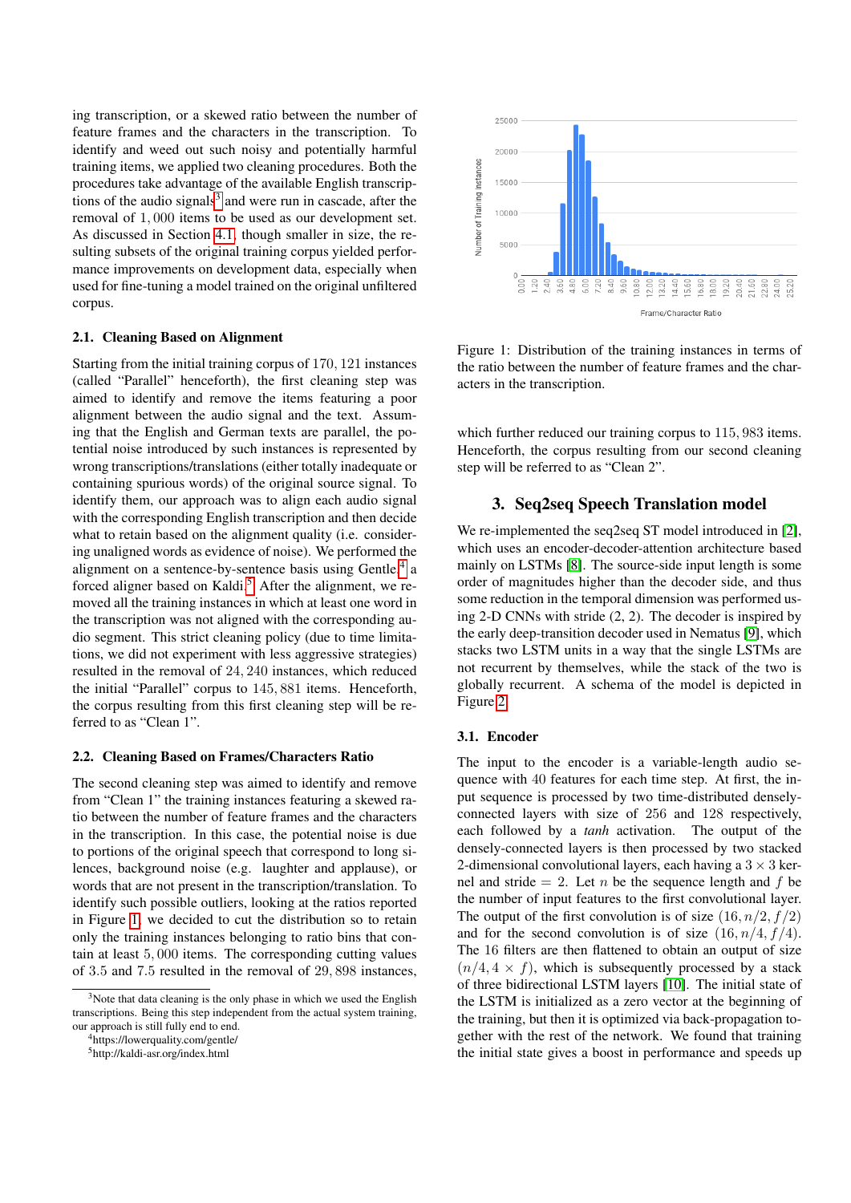ing transcription, or a skewed ratio between the number of feature frames and the characters in the transcription. To identify and weed out such noisy and potentially harmful training items, we applied two cleaning procedures. Both the procedures take advantage of the available English transcriptions of the audio signals[3] and were run in cascade, after the removal of $1,000$ items to be used as our development set. As discussed in Section 4.1, though smaller in size, the resulting subsets of the original training corpus yielded performance improvements on development data, especially when used for fine-tuning a model trained on the original unfiltered corpus.

### 2.1. Cleaning Based on Alignment

Starting from the initial training corpus of $170,121$ instances (called "Parallel" henceforth), the first cleaning step was aimed to identify and remove the items featuring a poor alignment between the audio signal and the text. Assuming that the English and German texts are parallel, the potential noise introduced by such instances is represented by wrong transcriptions/translations (either totally inadequate or containing spurious words) of the original source signal. To identify them, our approach was to align each audio signal with the corresponding English transcription and then decide what to retain based on the alignment quality (i.e. considering unaligned words as evidence of noise). We performed the alignment on a sentence-by-sentence basis using Gentle,[4] a forced aligner based on Kaldi.[5] After the alignment, we removed all the training instances in which at least one word in the transcription was not aligned with the corresponding audio segment. This strict cleaning policy (due to time limitations, we did not experiment with less aggressive strategies) resulted in the removal of $24,240$ instances, which reduced the initial "Parallel" corpus to $145,881$ items. Henceforth, the corpus resulting from this first cleaning step will be referred to as "Clean 1".

### 2.2. Cleaning Based on Frames/Characters Ratio

The second cleaning step was aimed to identify and remove from "Clean 1" the training instances featuring a skewed ratio between the number of feature frames and the characters in the transcription. In this case, the potential noise is due to portions of the original speech that correspond to long silences, background noise (e.g. laughter and applause), or words that are not present in the transcription/translation. To identify such possible outliers, looking at the ratios reported in Figure 1, we decided to cut the distribution so to retain only the training instances belonging to ratio bins that contain at least $5,000$ items. The corresponding cutting values of 3.5 and 7.5 resulted in the removal of $29,898$ instances, which further reduced our training corpus to $115,983$ items. Henceforth, the corpus resulting from our second cleaning step will be referred to as "Clean 2".

Figure 1: Distribution of the training instances in terms of the ratio between the number of feature frames and the characters in the transcription.

## 3. Seq2seq Speech Translation model

We re-implemented the seq2seq ST model introduced in [2], which uses an encoder-decoder-attention architecture based mainly on LSTMs [8]. The source-side input length is some order of magnitudes higher than the decoder side, and thus some reduction in the temporal dimension was performed using 2-D CNNs with stride (2, 2). The decoder is inspired by the early deep-transition decoder used in Nematus [9], which stacks two LSTM units in a way that the single LSTMs are not recurrent by themselves, while the stack of the two is globally recurrent. A schema of the model is depicted in Figure 2.

### 3.1. Encoder

The input to the encoder is a variable-length audio sequence with 40 features for each time step. At first, the input sequence is processed by two time-distributed densely-connected layers with size of 256 and 128 respectively, each followed by a *tanh* activation. The output of the densely-connected layers is then processed by two stacked 2-dimensional convolutional layers, each having a $3 \times 3$ kernel and stride $= 2$. Let $n$ be the sequence length and $f$ be the number of input features to the first convolutional layer. The output of the first convolution is of size $(16, n/2, f/2)$ and for the second convolution is of size $(16, n/4, f/4)$. The 16 filters are then flattened to obtain an output of size $(n/4, 4 \times f)$, which is subsequently processed by a stack of three bidirectional LSTM layers [10]. The initial state of the LSTM is initialized as a zero vector at the beginning of the training, but then it is optimized via back-propagation together with the rest of the network. We found that training the initial state gives a boost in performance and speeds up

[3] Note that data cleaning is the only phase in which we used the English transcriptions. Being this step independent from the actual system training, our approach is still fully end to end.

[4] https://lowerquality.com/gentle/

[5] http://kaldi-asr.org/index.html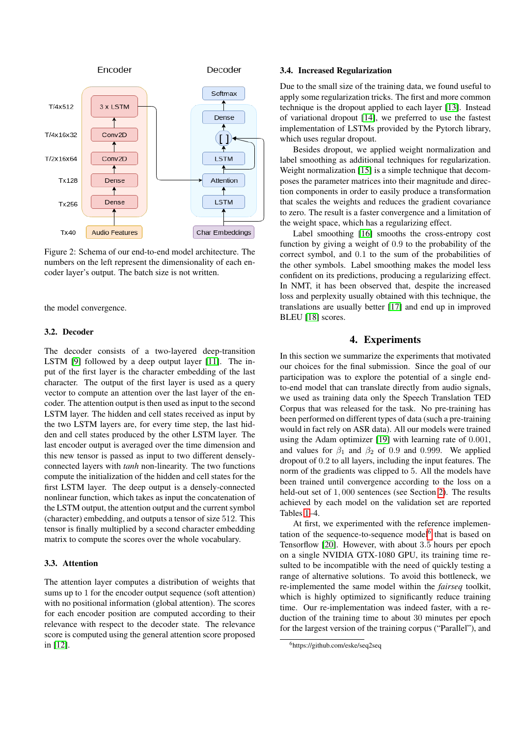Figure 2: Schema of our end-to-end model architecture. The numbers on the left represent the dimensionality of each encoder layer's output. The batch size is not written.

the model convergence.

### 3.2. Decoder

The decoder consists of a two-layered deep-transition LSTM [9] followed by a deep output layer [11]. The input of the first layer is the character embedding of the last character. The output of the first layer is used as a query vector to compute an attention over the last layer of the encoder. The attention output is then used as input to the second LSTM layer. The hidden and cell states received as input by the two LSTM layers are, for every time step, the last hidden and cell states produced by the other LSTM layer. The last encoder output is averaged over the time dimension and this new tensor is passed as input to two different densely-connected layers with *tanh* non-linearity. The two functions compute the initialization of the hidden and cell states for the first LSTM layer. The deep output is a densely-connected nonlinear function, which takes as input the concatenation of the LSTM output, the attention output and the current symbol (character) embedding, and outputs a tensor of size 512. This tensor is finally multiplied by a second character embedding matrix to compute the scores over the whole vocabulary.

### 3.3. Attention

The attention layer computes a distribution of weights that sums up to 1 for the encoder output sequence (soft attention) with no positional information (global attention). The scores for each encoder position are computed according to their relevance with respect to the decoder state. The relevance score is computed using the general attention score proposed in [12].

### 3.4. Increased Regularization

Due to the small size of the training data, we found useful to apply some regularization tricks. The first and more common technique is the dropout applied to each layer [13]. Instead of variational dropout [14], we preferred to use the fastest implementation of LSTMs provided by the Pytorch library, which uses regular dropout.

Besides dropout, we applied weight normalization and label smoothing as additional techniques for regularization. Weight normalization [15] is a simple technique that decomposes the parameter matrices into their magnitude and direction components in order to easily produce a transformation that scales the weights and reduces the gradient covariance to zero. The result is a faster convergence and a limitation of the weight space, which has a regularizing effect.

Label smoothing [16] smooths the cross-entropy cost function by giving a weight of $0.9$ to the probability of the correct symbol, and $0.1$ to the sum of the probabilities of the other symbols. Label smoothing makes the model less confident on its predictions, producing a regularizing effect. In NMT, it has been observed that, despite the increased loss and perplexity usually obtained with this technique, the translations are usually better [17] and end up in improved BLEU [18] scores.

## 4. Experiments

In this section we summarize the experiments that motivated our choices for the final submission. Since the goal of our participation was to explore the potential of a single end-to-end model that can translate directly from audio signals, we used as training data only the Speech Translation TED Corpus that was released for the task. No pre-training has been performed on different types of data (such a pre-training would in fact rely on ASR data). All our models were trained using the Adam optimizer [19] with learning rate of $0.001$, and values for $\beta_1$ and $\beta_2$ of $0.9$ and $0.999$. We applied dropout of $0.2$ to all layers, including the input features. The norm of the gradients was clipped to 5. All the models have been trained until convergence according to the loss on a held-out set of $1,000$ sentences (see Section 2). The results achieved by each model on the validation set are reported Tables 1–4.

At first, we experimented with the reference implementation of the sequence-to-sequence model[6] that is based on Tensorflow [20]. However, with about $3.5$ hours per epoch on a single NVIDIA GTX-1080 GPU, its training time resulted to be incompatible with the need of quickly testing a range of alternative solutions. To avoid this bottleneck, we re-implemented the same model within the *fairseq* toolkit, which is highly optimized to significantly reduce training time. Our re-implementation was indeed faster, with a reduction of the training time to about $30$ minutes per epoch for the largest version of the training corpus ("Parallel"), and

[6] https://github.com/eske/seq2seq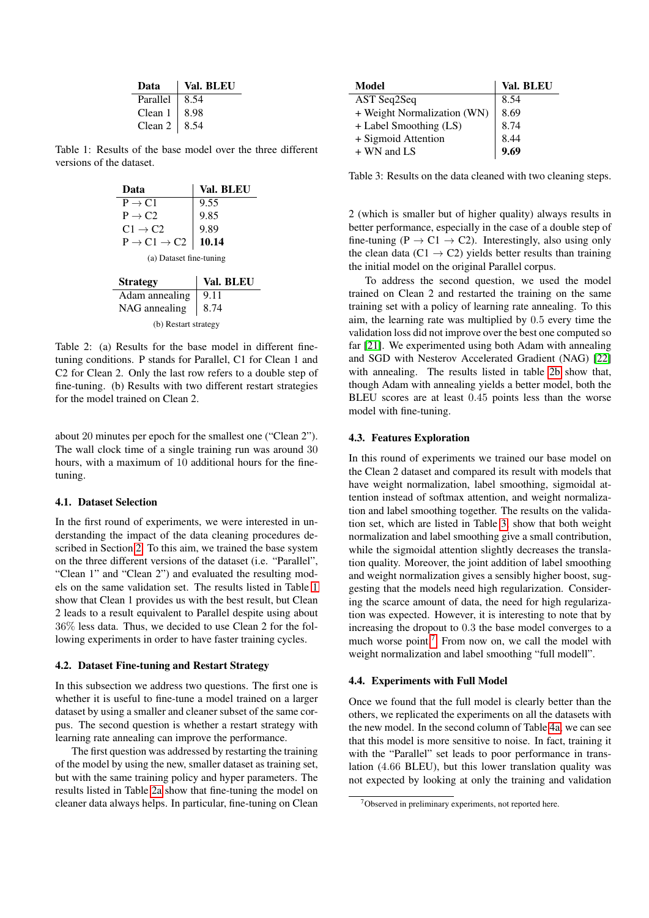| Data | Val. BLEU |
|---|---|
| Parallel | 8.54 |
| Clean 1 | 8.98 |
| Clean 2 | 8.54 |

Table 1: Results of the base model over the three different versions of the dataset.

| Data | Val. BLEU |
|---|---|
| P → C1 | 9.55 |
| P → C2 | 9.85 |
| C1 → C2 | 9.89 |
| P → C1 → C2 | **10.14** |

(a) Dataset fine-tuning

| Strategy | Val. BLEU |
|---|---|
| Adam annealing | 9.11 |
| NAG annealing | 8.74 |

(b) Restart strategy

Table 2: (a) Results for the base model in different fine-tuning conditions. P stands for Parallel, C1 for Clean 1 and C2 for Clean 2. Only the last row refers to a double step of fine-tuning. (b) Results with two different restart strategies for the model trained on Clean 2.

about 20 minutes per epoch for the smallest one ("Clean 2"). The wall clock time of a single training run was around 30 hours, with a maximum of 10 additional hours for the fine-tuning.

### 4.1. Dataset Selection

In the first round of experiments, we were interested in understanding the impact of the data cleaning procedures described in Section 2. To this aim, we trained the base system on the three different versions of the dataset (i.e. "Parallel", "Clean 1" and "Clean 2") and evaluated the resulting models on the same validation set. The results listed in Table 1 show that Clean 1 provides us with the best result, but Clean 2 leads to a result equivalent to Parallel despite using about 36% less data. Thus, we decided to use Clean 2 for the following experiments in order to have faster training cycles.

### 4.2. Dataset Fine-tuning and Restart Strategy

In this subsection we address two questions. The first one is whether it is useful to fine-tune a model trained on a larger dataset by using a smaller and cleaner subset of the same corpus. The second question is whether a restart strategy with learning rate annealing can improve the performance.

The first question was addressed by restarting the training of the model by using the new, smaller dataset as training set, but with the same training policy and hyper parameters. The results listed in Table 2a show that fine-tuning the model on cleaner data always helps. In particular, fine-tuning on Clean 2 (which is smaller but of higher quality) always results in better performance, especially in the case of a double step of fine-tuning (P → C1 → C2). Interestingly, also using only the clean data (C1 → C2) yields better results than training the initial model on the original Parallel corpus.

To address the second question, we used the model trained on Clean 2 and restarted the training on the same training set with a policy of learning rate annealing. To this aim, the learning rate was multiplied by 0.5 every time the validation loss did not improve over the best one computed so far [21]. We experimented using both Adam with annealing and SGD with Nesterov Accelerated Gradient (NAG) [22] with annealing. The results listed in table 2b show that, though Adam with annealing yields a better model, both the BLEU scores are at least 0.45 points less than the worse model with fine-tuning.

| Model | Val. BLEU |
|---|---|
| AST Seq2Seq | 8.54 |
| + Weight Normalization (WN) | 8.69 |
| + Label Smoothing (LS) | 8.74 |
| + Sigmoid Attention | 8.44 |
| + WN and LS | **9.69** |

Table 3: Results on the data cleaned with two cleaning steps.

### 4.3. Features Exploration

In this round of experiments we trained our base model on the Clean 2 dataset and compared its result with models that have weight normalization, label smoothing, sigmoidal attention instead of softmax attention, and weight normalization and label smoothing together. The results on the validation set, which are listed in Table 3, show that both weight normalization and label smoothing give a small contribution, while the sigmoidal attention slightly decreases the translation quality. Moreover, the joint addition of label smoothing and weight normalization gives a sensibly higher boost, suggesting that the models need high regularization. Considering the scarce amount of data, the need for high regularization was expected. However, it is interesting to note that by increasing the dropout to 0.3 the base model converges to a much worse point.[7] From now on, we call the model with weight normalization and label smoothing "full modell".

### 4.4. Experiments with Full Model

Once we found that the full model is clearly better than the others, we replicated the experiments on all the datasets with the new model. In the second column of Table 4a, we can see that this model is more sensitive to noise. In fact, training it with the "Parallel" set leads to poor performance in translation (4.66 BLEU), but this lower translation quality was not expected by looking at only the training and validation

[7] Observed in preliminary experiments, not reported here.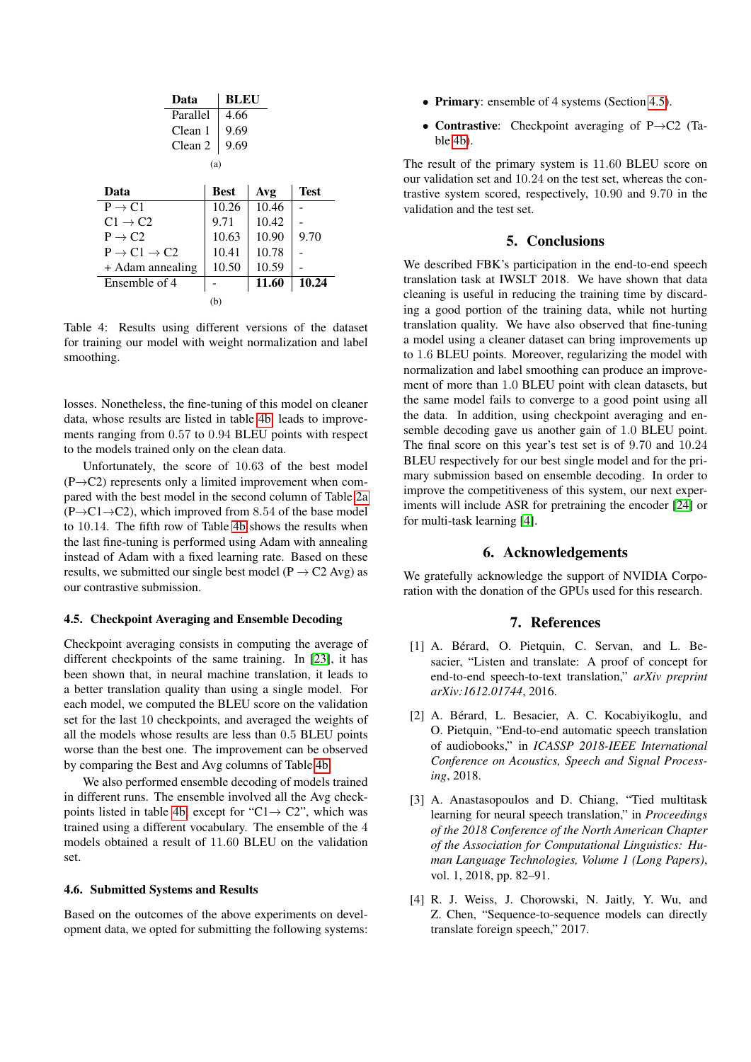| Data | BLEU |
|---|---|
| Parallel | 4.66 |
| Clean 1 | 9.69 |
| Clean 2 | 9.69 |

(a)

| Data | Best | Avg | Test |
|---|---|---|---|
| P → C1 | 10.26 | 10.46 | - |
| C1 → C2 | 9.71 | 10.42 | - |
| P → C2 | 10.63 | 10.90 | 9.70 |
| P → C1 → C2 | 10.41 | 10.78 | - |
| + Adam annealing | 10.50 | 10.59 | - |
| Ensemble of 4 | - | **11.60** | **10.24** |

(b)

Table 4: Results using different versions of the dataset for training our model with weight normalization and label smoothing.

losses. Nonetheless, the fine-tuning of this model on cleaner data, whose results are listed in table 4b, leads to improvements ranging from 0.57 to 0.94 BLEU points with respect to the models trained only on the clean data.

Unfortunately, the score of 10.63 of the best model (P→C2) represents only a limited improvement when compared with the best model in the second column of Table 2a (P→C1→C2), which improved from 8.54 of the base model to 10.14. The fifth row of Table 4b shows the results when the last fine-tuning is performed using Adam with annealing instead of Adam with a fixed learning rate. Based on these results, we submitted our single best model (P → C2 Avg) as our contrastive submission.

### 4.5. Checkpoint Averaging and Ensemble Decoding

Checkpoint averaging consists in computing the average of different checkpoints of the same training. In [23], it has been shown that, in neural machine translation, it leads to a better translation quality than using a single model. For each model, we computed the BLEU score on the validation set for the last 10 checkpoints, and averaged the weights of all the models whose results are less than 0.5 BLEU points worse than the best one. The improvement can be observed by comparing the Best and Avg columns of Table 4b.

We also performed ensemble decoding of models trained in different runs. The ensemble involved all the Avg checkpoints listed in table 4b except for "C1→ C2", which was trained using a different vocabulary. The ensemble of the 4 models obtained a result of 11.60 BLEU on the validation set.

### 4.6. Submitted Systems and Results

Based on the outcomes of the above experiments on development data, we opted for submitting the following systems:

- **Primary**: ensemble of 4 systems (Section 4.5).
- **Contrastive**: Checkpoint averaging of P→C2 (Table 4b).

The result of the primary system is 11.60 BLEU score on our validation set and 10.24 on the test set, whereas the contrastive system scored, respectively, 10.90 and 9.70 in the validation and the test set.

## 5. Conclusions

We described FBK's participation in the end-to-end speech translation task at IWSLT 2018. We have shown that data cleaning is useful in reducing the training time by discarding a good portion of the training data, while not hurting translation quality. We have also observed that fine-tuning a model using a cleaner dataset can bring improvements up to 1.6 BLEU points. Moreover, regularizing the model with normalization and label smoothing can produce an improvement of more than 1.0 BLEU point with clean datasets, but the same model fails to converge to a good point using all the data. In addition, using checkpoint averaging and ensemble decoding gave us another gain of 1.0 BLEU point. The final score on this year's test set is of 9.70 and 10.24 BLEU respectively for our best single model and for the primary submission based on ensemble decoding. In order to improve the competitiveness of this system, our next experiments will include ASR for pretraining the encoder [24] or for multi-task learning [4].

## 6. Acknowledgements

We gratefully acknowledge the support of NVIDIA Corporation with the donation of the GPUs used for this research.

## 7. References

[1] A. Bérard, O. Pietquin, C. Servan, and L. Besacier, "Listen and translate: A proof of concept for end-to-end speech-to-text translation," *arXiv preprint arXiv:1612.01744*, 2016.

[2] A. Bérard, L. Besacier, A. C. Kocabiyikoglu, and O. Pietquin, "End-to-end automatic speech translation of audiobooks," in *ICASSP 2018-IEEE International Conference on Acoustics, Speech and Signal Processing*, 2018.

[3] A. Anastasopoulos and D. Chiang, "Tied multitask learning for neural speech translation," in *Proceedings of the 2018 Conference of the North American Chapter of the Association for Computational Linguistics: Human Language Technologies, Volume 1 (Long Papers)*, vol. 1, 2018, pp. 82–91.

[4] R. J. Weiss, J. Chorowski, N. Jaitly, Y. Wu, and Z. Chen, "Sequence-to-sequence models can directly translate foreign speech," 2017.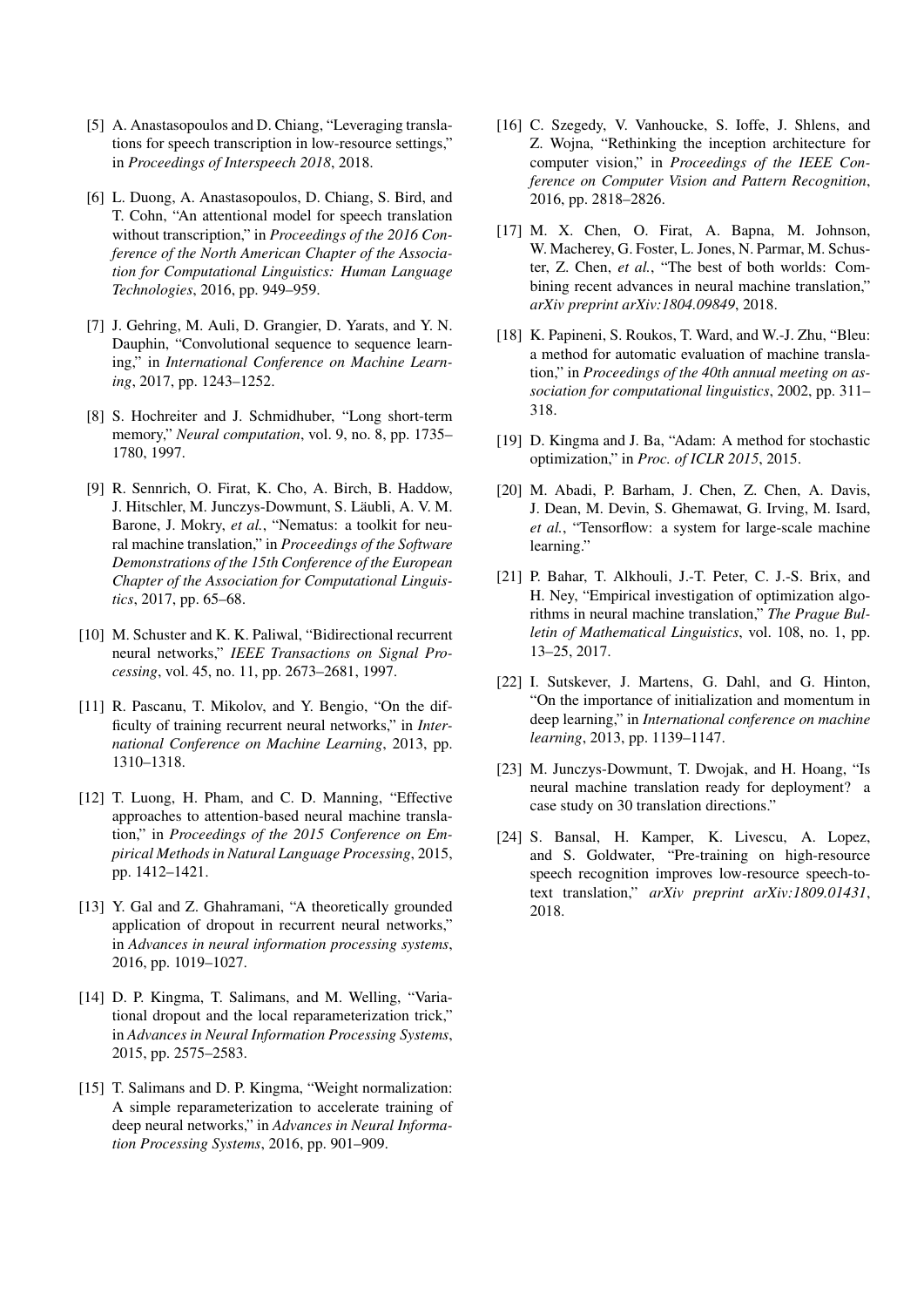[5] A. Anastasopoulos and D. Chiang, "Leveraging translations for speech transcription in low-resource settings," in *Proceedings of Interspeech 2018*, 2018.

[6] L. Duong, A. Anastasopoulos, D. Chiang, S. Bird, and T. Cohn, "An attentional model for speech translation without transcription," in *Proceedings of the 2016 Conference of the North American Chapter of the Association for Computational Linguistics: Human Language Technologies*, 2016, pp. 949–959.

[7] J. Gehring, M. Auli, D. Grangier, D. Yarats, and Y. N. Dauphin, "Convolutional sequence to sequence learning," in *International Conference on Machine Learning*, 2017, pp. 1243–1252.

[8] S. Hochreiter and J. Schmidhuber, "Long short-term memory," *Neural computation*, vol. 9, no. 8, pp. 1735–1780, 1997.

[9] R. Sennrich, O. Firat, K. Cho, A. Birch, B. Haddow, J. Hitschler, M. Junczys-Dowmunt, S. Läubli, A. V. M. Barone, J. Mokry, *et al.*, "Nematus: a toolkit for neural machine translation," in *Proceedings of the Software Demonstrations of the 15th Conference of the European Chapter of the Association for Computational Linguistics*, 2017, pp. 65–68.

[10] M. Schuster and K. K. Paliwal, "Bidirectional recurrent neural networks," *IEEE Transactions on Signal Processing*, vol. 45, no. 11, pp. 2673–2681, 1997.

[11] R. Pascanu, T. Mikolov, and Y. Bengio, "On the difficulty of training recurrent neural networks," in *International Conference on Machine Learning*, 2013, pp. 1310–1318.

[12] T. Luong, H. Pham, and C. D. Manning, "Effective approaches to attention-based neural machine translation," in *Proceedings of the 2015 Conference on Empirical Methods in Natural Language Processing*, 2015, pp. 1412–1421.

[13] Y. Gal and Z. Ghahramani, "A theoretically grounded application of dropout in recurrent neural networks," in *Advances in neural information processing systems*, 2016, pp. 1019–1027.

[14] D. P. Kingma, T. Salimans, and M. Welling, "Variational dropout and the local reparameterization trick," in *Advances in Neural Information Processing Systems*, 2015, pp. 2575–2583.

[15] T. Salimans and D. P. Kingma, "Weight normalization: A simple reparameterization to accelerate training of deep neural networks," in *Advances in Neural Information Processing Systems*, 2016, pp. 901–909.

[16] C. Szegedy, V. Vanhoucke, S. Ioffe, J. Shlens, and Z. Wojna, "Rethinking the inception architecture for computer vision," in *Proceedings of the IEEE Conference on Computer Vision and Pattern Recognition*, 2016, pp. 2818–2826.

[17] M. X. Chen, O. Firat, A. Bapna, M. Johnson, W. Macherey, G. Foster, L. Jones, N. Parmar, M. Schuster, Z. Chen, *et al.*, "The best of both worlds: Combining recent advances in neural machine translation," *arXiv preprint arXiv:1804.09849*, 2018.

[18] K. Papineni, S. Roukos, T. Ward, and W.-J. Zhu, "Bleu: a method for automatic evaluation of machine translation," in *Proceedings of the 40th annual meeting on association for computational linguistics*, 2002, pp. 311–318.

[19] D. Kingma and J. Ba, "Adam: A method for stochastic optimization," in *Proc. of ICLR 2015*, 2015.

[20] M. Abadi, P. Barham, J. Chen, Z. Chen, A. Davis, J. Dean, M. Devin, S. Ghemawat, G. Irving, M. Isard, *et al.*, "Tensorflow: a system for large-scale machine learning."

[21] P. Bahar, T. Alkhouli, J.-T. Peter, C. J.-S. Brix, and H. Ney, "Empirical investigation of optimization algorithms in neural machine translation," *The Prague Bulletin of Mathematical Linguistics*, vol. 108, no. 1, pp. 13–25, 2017.

[22] I. Sutskever, J. Martens, G. Dahl, and G. Hinton, "On the importance of initialization and momentum in deep learning," in *International conference on machine learning*, 2013, pp. 1139–1147.

[23] M. Junczys-Dowmunt, T. Dwojak, and H. Hoang, "Is neural machine translation ready for deployment? a case study on 30 translation directions."

[24] S. Bansal, H. Kamper, K. Livescu, A. Lopez, and S. Goldwater, "Pre-training on high-resource speech recognition improves low-resource speech-to-text translation," *arXiv preprint arXiv:1809.01431*, 2018.